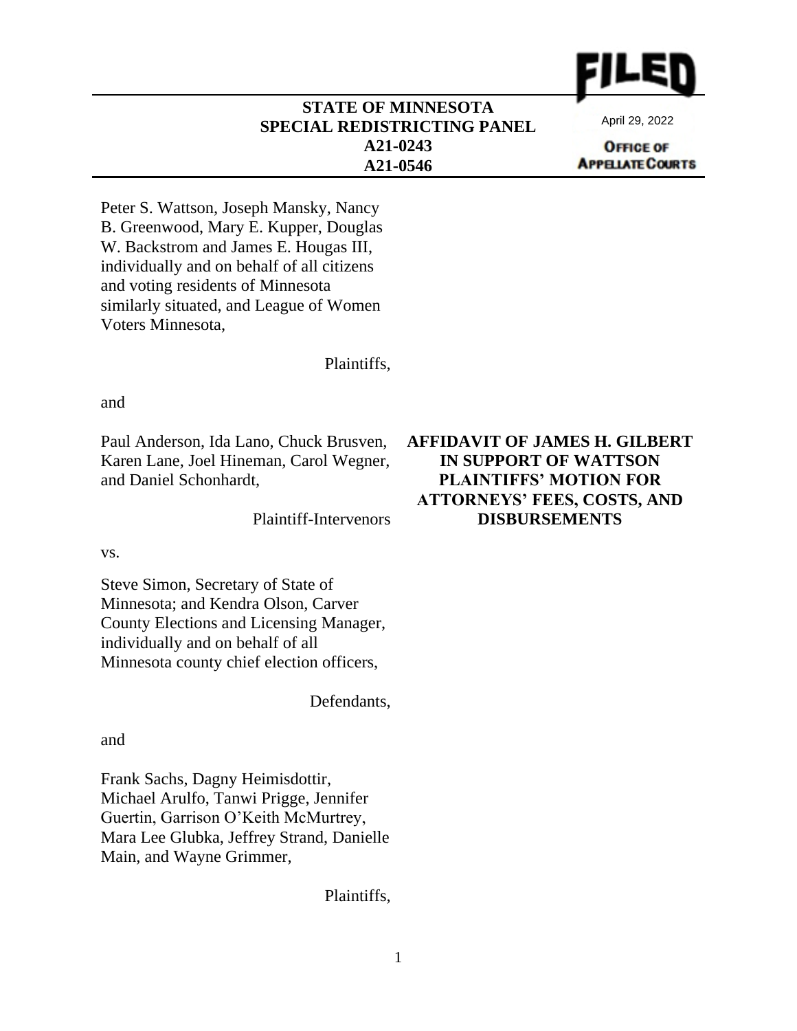FILED

April 29, 2022

OFFICE OF APPELLATE COURTS

**STATE OF MINNESOTA**
**SPECIAL REDISTRICTING PANEL**
**A21-0243**
**A21-0546**

Peter S. Wattson, Joseph Mansky, Nancy B. Greenwood, Mary E. Kupper, Douglas W. Backstrom and James E. Hougas III, individually and on behalf of all citizens and voting residents of Minnesota similarly situated, and League of Women Voters Minnesota,

Plaintiffs,

and

Paul Anderson, Ida Lano, Chuck Brusven, Karen Lane, Joel Hineman, Carol Wegner, and Daniel Schonhardt,

Plaintiff-Intervenors

vs.

Steve Simon, Secretary of State of Minnesota; and Kendra Olson, Carver County Elections and Licensing Manager, individually and on behalf of all Minnesota county chief election officers,

Defendants,

and

Frank Sachs, Dagny Heimisdottir, Michael Arulfo, Tanwi Prigge, Jennifer Guertin, Garrison O'Keith McMurtrey, Mara Lee Glubka, Jeffrey Strand, Danielle Main, and Wayne Grimmer,

Plaintiffs,

**AFFIDAVIT OF JAMES H. GILBERT IN SUPPORT OF WATTSON PLAINTIFFS' MOTION FOR ATTORNEYS' FEES, COSTS, AND DISBURSEMENTS**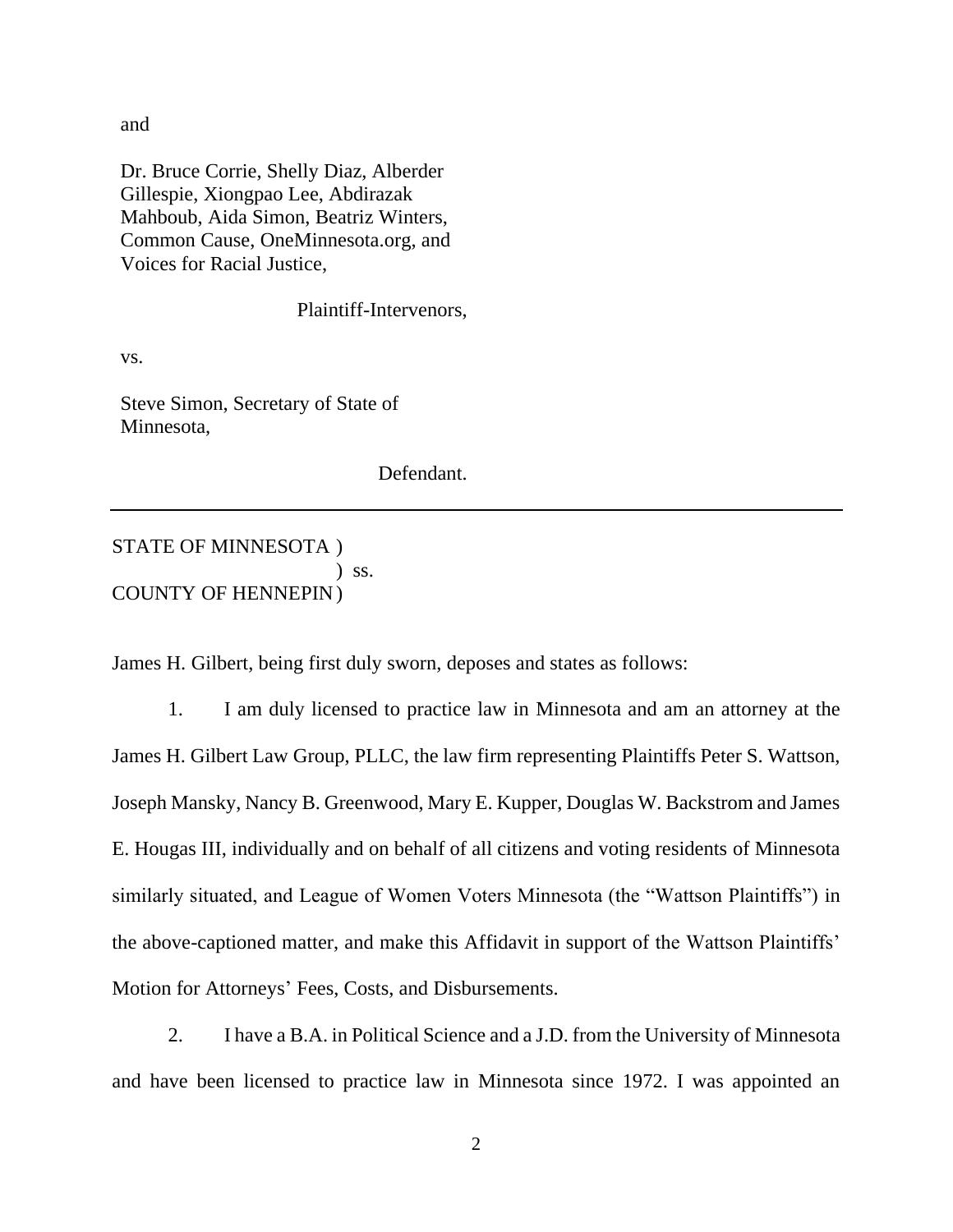and

Dr. Bruce Corrie, Shelly Diaz, Alberder Gillespie, Xiongpao Lee, Abdirazak Mahboub, Aida Simon, Beatriz Winters, Common Cause, OneMinnesota.org, and Voices for Racial Justice,

Plaintiff-Intervenors,

vs.

Steve Simon, Secretary of State of Minnesota,

Defendant.

---

STATE OF MINNESOTA )
) ss.
COUNTY OF HENNEPIN )

James H. Gilbert, being first duly sworn, deposes and states as follows:

1. I am duly licensed to practice law in Minnesota and am an attorney at the James H. Gilbert Law Group, PLLC, the law firm representing Plaintiffs Peter S. Wattson, Joseph Mansky, Nancy B. Greenwood, Mary E. Kupper, Douglas W. Backstrom and James E. Hougas III, individually and on behalf of all citizens and voting residents of Minnesota similarly situated, and League of Women Voters Minnesota (the "Wattson Plaintiffs") in the above-captioned matter, and make this Affidavit in support of the Wattson Plaintiffs' Motion for Attorneys' Fees, Costs, and Disbursements.

2. I have a B.A. in Political Science and a J.D. from the University of Minnesota and have been licensed to practice law in Minnesota since 1972. I was appointed an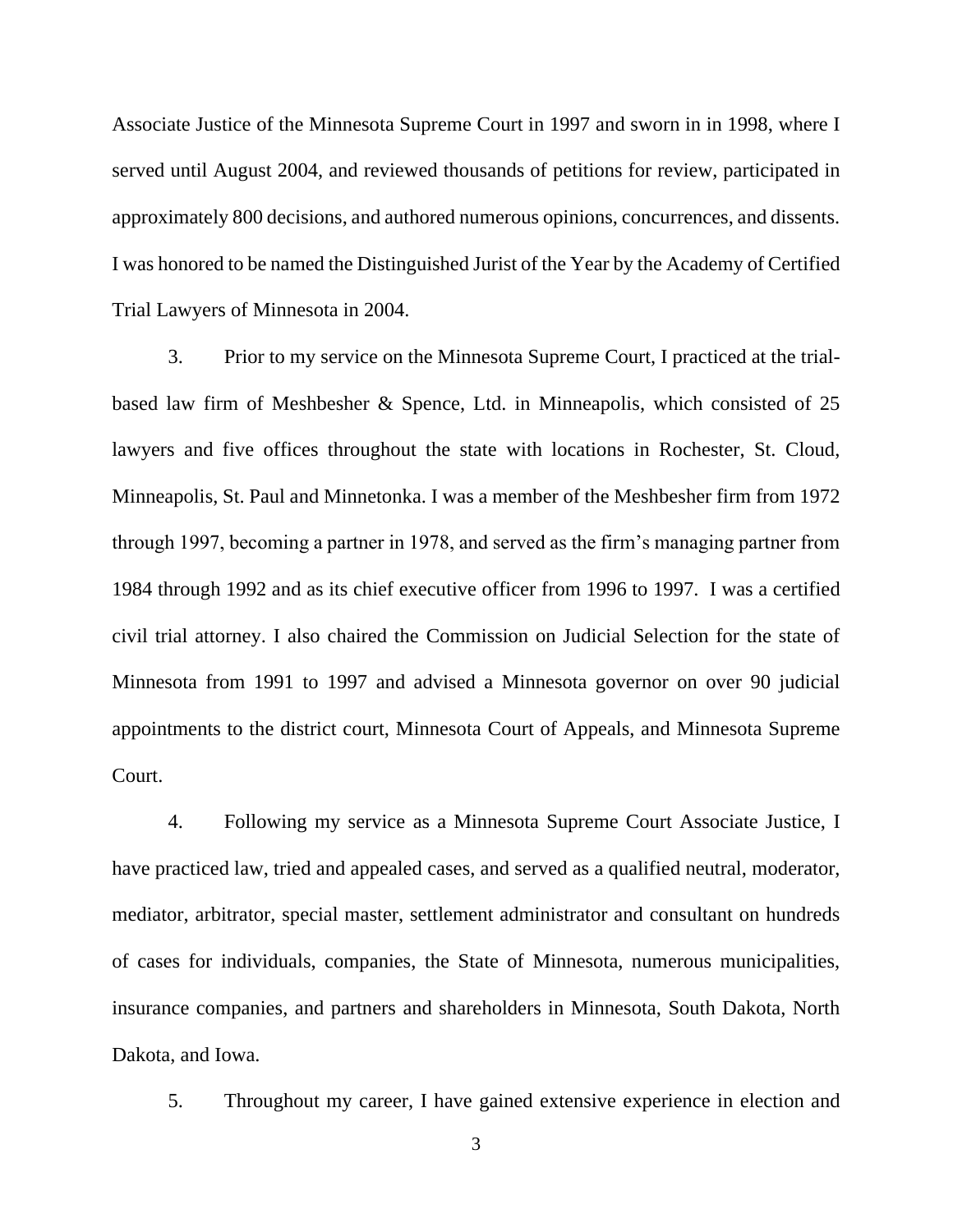Associate Justice of the Minnesota Supreme Court in 1997 and sworn in in 1998, where I served until August 2004, and reviewed thousands of petitions for review, participated in approximately 800 decisions, and authored numerous opinions, concurrences, and dissents. I was honored to be named the Distinguished Jurist of the Year by the Academy of Certified Trial Lawyers of Minnesota in 2004.

3. Prior to my service on the Minnesota Supreme Court, I practiced at the trial-based law firm of Meshbesher & Spence, Ltd. in Minneapolis, which consisted of 25 lawyers and five offices throughout the state with locations in Rochester, St. Cloud, Minneapolis, St. Paul and Minnetonka. I was a member of the Meshbesher firm from 1972 through 1997, becoming a partner in 1978, and served as the firm's managing partner from 1984 through 1992 and as its chief executive officer from 1996 to 1997. I was a certified civil trial attorney. I also chaired the Commission on Judicial Selection for the state of Minnesota from 1991 to 1997 and advised a Minnesota governor on over 90 judicial appointments to the district court, Minnesota Court of Appeals, and Minnesota Supreme Court.

4. Following my service as a Minnesota Supreme Court Associate Justice, I have practiced law, tried and appealed cases, and served as a qualified neutral, moderator, mediator, arbitrator, special master, settlement administrator and consultant on hundreds of cases for individuals, companies, the State of Minnesota, numerous municipalities, insurance companies, and partners and shareholders in Minnesota, South Dakota, North Dakota, and Iowa.

5. Throughout my career, I have gained extensive experience in election and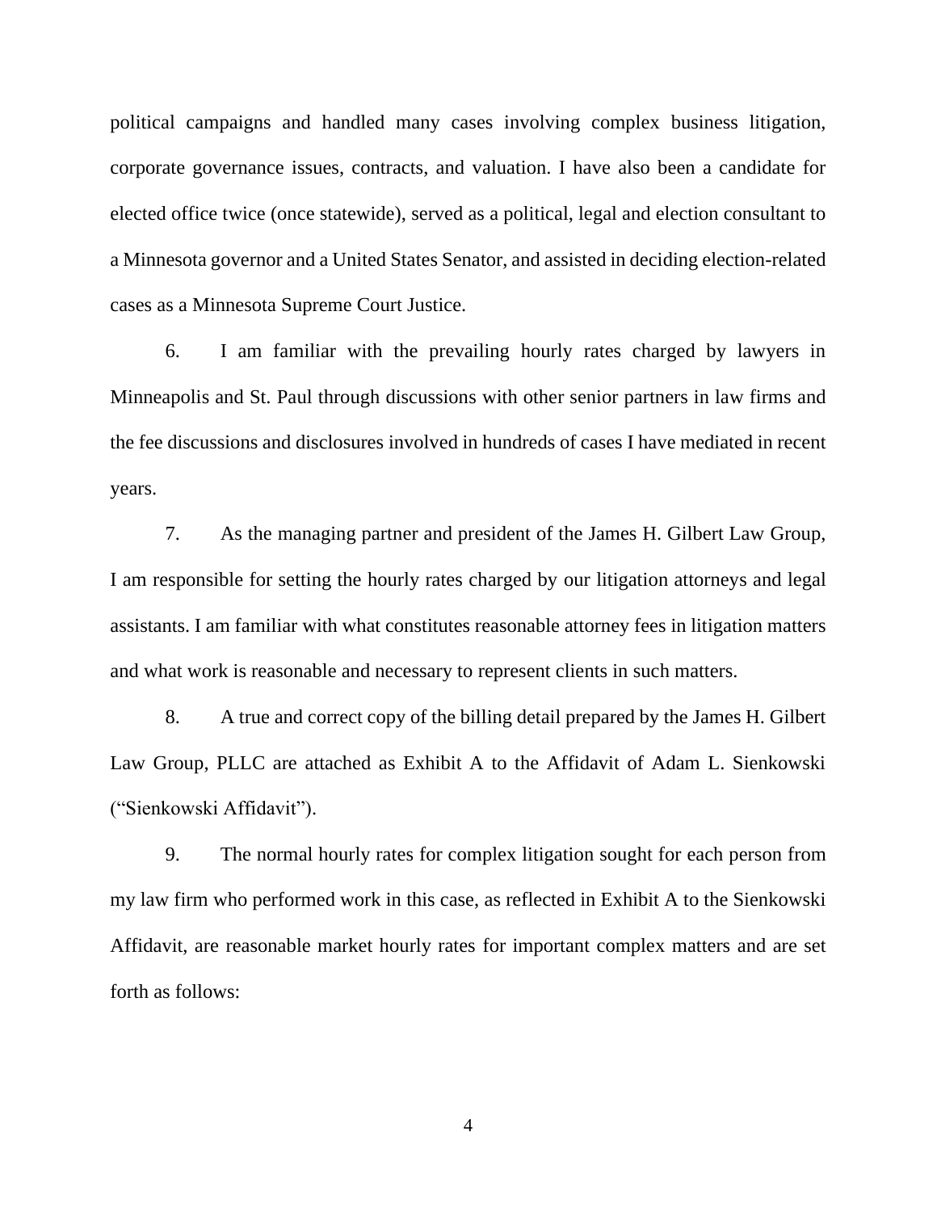political campaigns and handled many cases involving complex business litigation, corporate governance issues, contracts, and valuation. I have also been a candidate for elected office twice (once statewide), served as a political, legal and election consultant to a Minnesota governor and a United States Senator, and assisted in deciding election-related cases as a Minnesota Supreme Court Justice.

6. I am familiar with the prevailing hourly rates charged by lawyers in Minneapolis and St. Paul through discussions with other senior partners in law firms and the fee discussions and disclosures involved in hundreds of cases I have mediated in recent years.

7. As the managing partner and president of the James H. Gilbert Law Group, I am responsible for setting the hourly rates charged by our litigation attorneys and legal assistants. I am familiar with what constitutes reasonable attorney fees in litigation matters and what work is reasonable and necessary to represent clients in such matters.

8. A true and correct copy of the billing detail prepared by the James H. Gilbert Law Group, PLLC are attached as Exhibit A to the Affidavit of Adam L. Sienkowski ("Sienkowski Affidavit").

9. The normal hourly rates for complex litigation sought for each person from my law firm who performed work in this case, as reflected in Exhibit A to the Sienkowski Affidavit, are reasonable market hourly rates for important complex matters and are set forth as follows: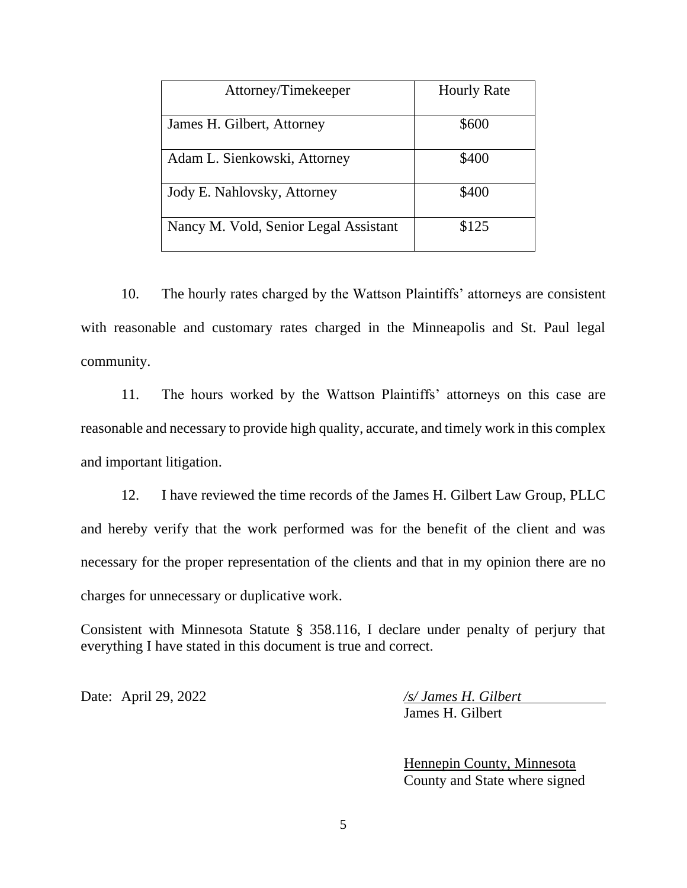| Attorney/Timekeeper | Hourly Rate |
| --- | --- |
| James H. Gilbert, Attorney | \$600 |
| Adam L. Sienkowski, Attorney | \$400 |
| Jody E. Nahlovsky, Attorney | \$400 |
| Nancy M. Vold, Senior Legal Assistant | \$125 |

10. The hourly rates charged by the Wattson Plaintiffs' attorneys are consistent with reasonable and customary rates charged in the Minneapolis and St. Paul legal community.

11. The hours worked by the Wattson Plaintiffs' attorneys on this case are reasonable and necessary to provide high quality, accurate, and timely work in this complex and important litigation.

12. I have reviewed the time records of the James H. Gilbert Law Group, PLLC and hereby verify that the work performed was for the benefit of the client and was necessary for the proper representation of the clients and that in my opinion there are no charges for unnecessary or duplicative work.

Consistent with Minnesota Statute § 358.116, I declare under penalty of perjury that everything I have stated in this document is true and correct.

Date: April 29, 2022

*/s/ James H. Gilbert*
James H. Gilbert

Hennepin County, Minnesota
County and State where signed